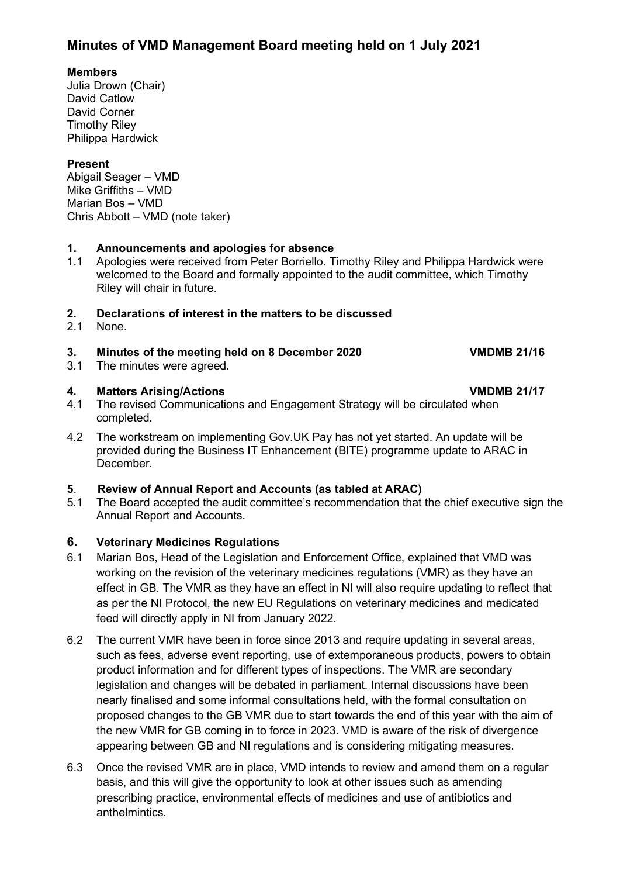# Minutes of VMD Management Board meeting held on 1 July 2021

**Members**
Julia Drown (Chair)
David Catlow
David Corner
Timothy Riley
Philippa Hardwick

**Present**
Abigail Seager – VMD
Mike Griffiths – VMD
Marian Bos – VMD
Chris Abbott – VMD (note taker)

## 1. Announcements and apologies for absence

1.1 Apologies were received from Peter Borriello. Timothy Riley and Philippa Hardwick were welcomed to the Board and formally appointed to the audit committee, which Timothy Riley will chair in future.

## 2. Declarations of interest in the matters to be discussed

2.1 None.

## 3. Minutes of the meeting held on 8 December 2020 VMDMB 21/16

3.1 The minutes were agreed.

## 4. Matters Arising/Actions VMDMB 21/17

4.1 The revised Communications and Engagement Strategy will be circulated when completed.

4.2 The workstream on implementing Gov.UK Pay has not yet started. An update will be provided during the Business IT Enhancement (BITE) programme update to ARAC in December.

## 5. Review of Annual Report and Accounts (as tabled at ARAC)

5.1 The Board accepted the audit committee's recommendation that the chief executive sign the Annual Report and Accounts.

## 6. Veterinary Medicines Regulations

6.1 Marian Bos, Head of the Legislation and Enforcement Office, explained that VMD was working on the revision of the veterinary medicines regulations (VMR) as they have an effect in GB. The VMR as they have an effect in NI will also require updating to reflect that as per the NI Protocol, the new EU Regulations on veterinary medicines and medicated feed will directly apply in NI from January 2022.

6.2 The current VMR have been in force since 2013 and require updating in several areas, such as fees, adverse event reporting, use of extemporaneous products, powers to obtain product information and for different types of inspections. The VMR are secondary legislation and changes will be debated in parliament. Internal discussions have been nearly finalised and some informal consultations held, with the formal consultation on proposed changes to the GB VMR due to start towards the end of this year with the aim of the new VMR for GB coming in to force in 2023. VMD is aware of the risk of divergence appearing between GB and NI regulations and is considering mitigating measures.

6.3 Once the revised VMR are in place, VMD intends to review and amend them on a regular basis, and this will give the opportunity to look at other issues such as amending prescribing practice, environmental effects of medicines and use of antibiotics and anthelmintics.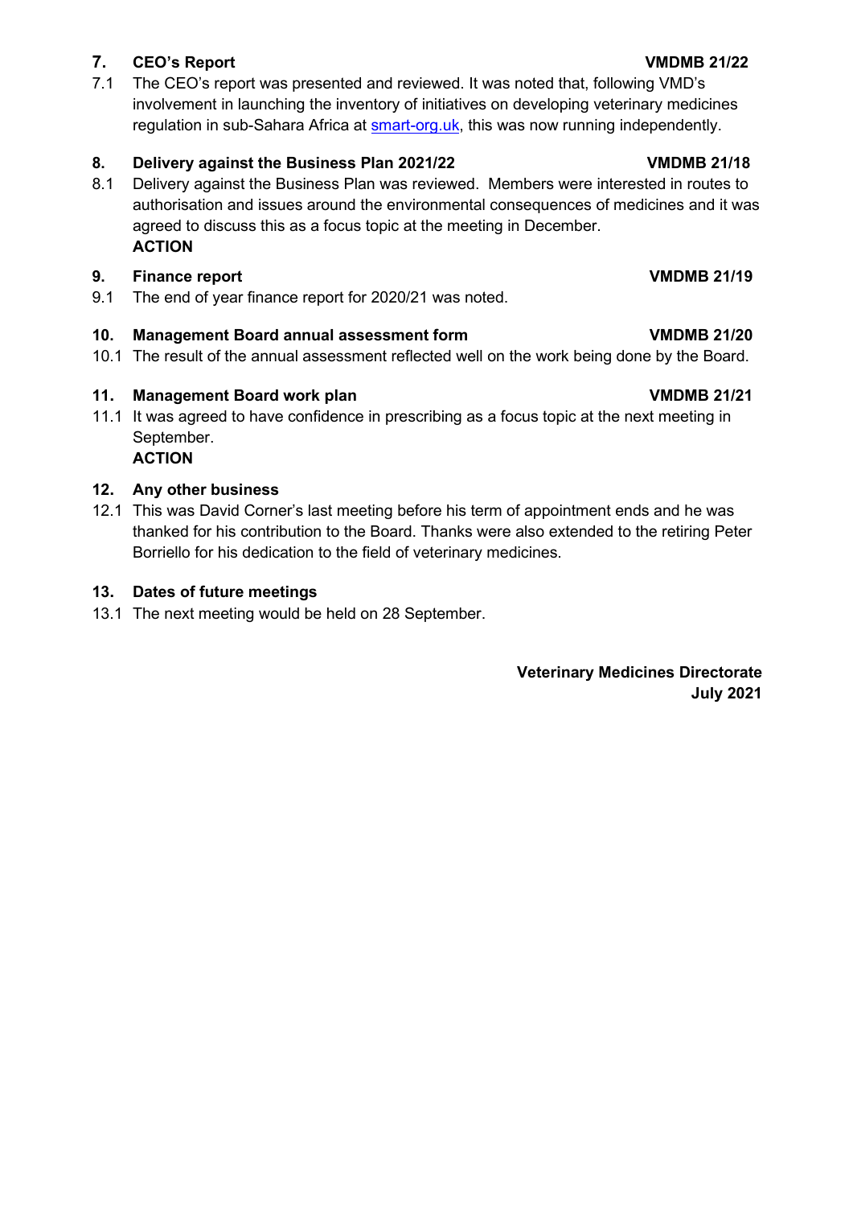## 7. CEO's Report **VMDMB 21/22**

7.1 The CEO's report was presented and reviewed. It was noted that, following VMD's involvement in launching the inventory of initiatives on developing veterinary medicines regulation in sub-Sahara Africa at [smart-org.uk](smart-org.uk), this was now running independently.

## 8. Delivery against the Business Plan 2021/22 **VMDMB 21/18**

8.1 Delivery against the Business Plan was reviewed. Members were interested in routes to authorisation and issues around the environmental consequences of medicines and it was agreed to discuss this as a focus topic at the meeting in December.
**ACTION**

## 9. Finance report **VMDMB 21/19**

9.1 The end of year finance report for 2020/21 was noted.

## 10. Management Board annual assessment form **VMDMB 21/20**

10.1 The result of the annual assessment reflected well on the work being done by the Board.

## 11. Management Board work plan **VMDMB 21/21**

11.1 It was agreed to have confidence in prescribing as a focus topic at the next meeting in September.
**ACTION**

## 12. Any other business

12.1 This was David Corner's last meeting before his term of appointment ends and he was thanked for his contribution to the Board. Thanks were also extended to the retiring Peter Borriello for his dedication to the field of veterinary medicines.

## 13. Dates of future meetings

13.1 The next meeting would be held on 28 September.

**Veterinary Medicines Directorate**
**July 2021**